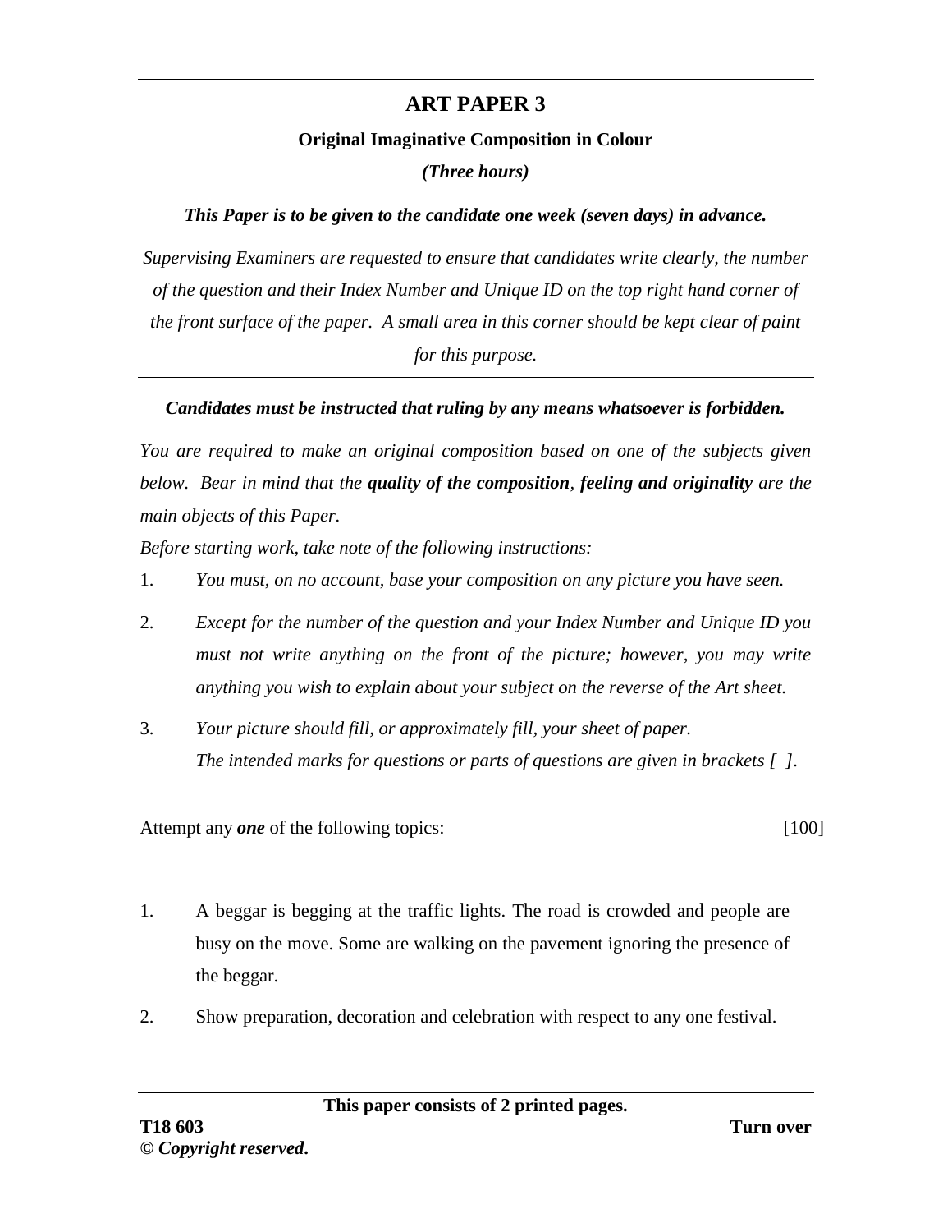# ART PAPER 3

**Original Imaginative Composition in Colour**

***(Three hours)***

***This Paper is to be given to the candidate one week (seven days) in advance.***

*Supervising Examiners are requested to ensure that candidates write clearly, the number of the question and their Index Number and Unique ID on the top right hand corner of the front surface of the paper. A small area in this corner should be kept clear of paint for this purpose.*

---

***Candidates must be instructed that ruling by any means whatsoever is forbidden.***

*You are required to make an original composition based on one of the subjects given below. Bear in mind that the* ***quality of the composition****,* ***feeling and originality*** *are the main objects of this Paper.*

*Before starting work, take note of the following instructions:*

1. *You must, on no account, base your composition on any picture you have seen.*
2. *Except for the number of the question and your Index Number and Unique ID you must not write anything on the front of the picture; however, you may write anything you wish to explain about your subject on the reverse of the Art sheet.*
3. *Your picture should fill, or approximately fill, your sheet of paper.*
   *The intended marks for questions or parts of questions are given in brackets [ ].*

---

Attempt any ***one*** of the following topics: [100]

1. A beggar is begging at the traffic lights. The road is crowded and people are busy on the move. Some are walking on the pavement ignoring the presence of the beggar.
2. Show preparation, decoration and celebration with respect to any one festival.

**This paper consists of 2 printed pages.**

**T18 603**

**© *Copyright reserved*.**

**Turn over**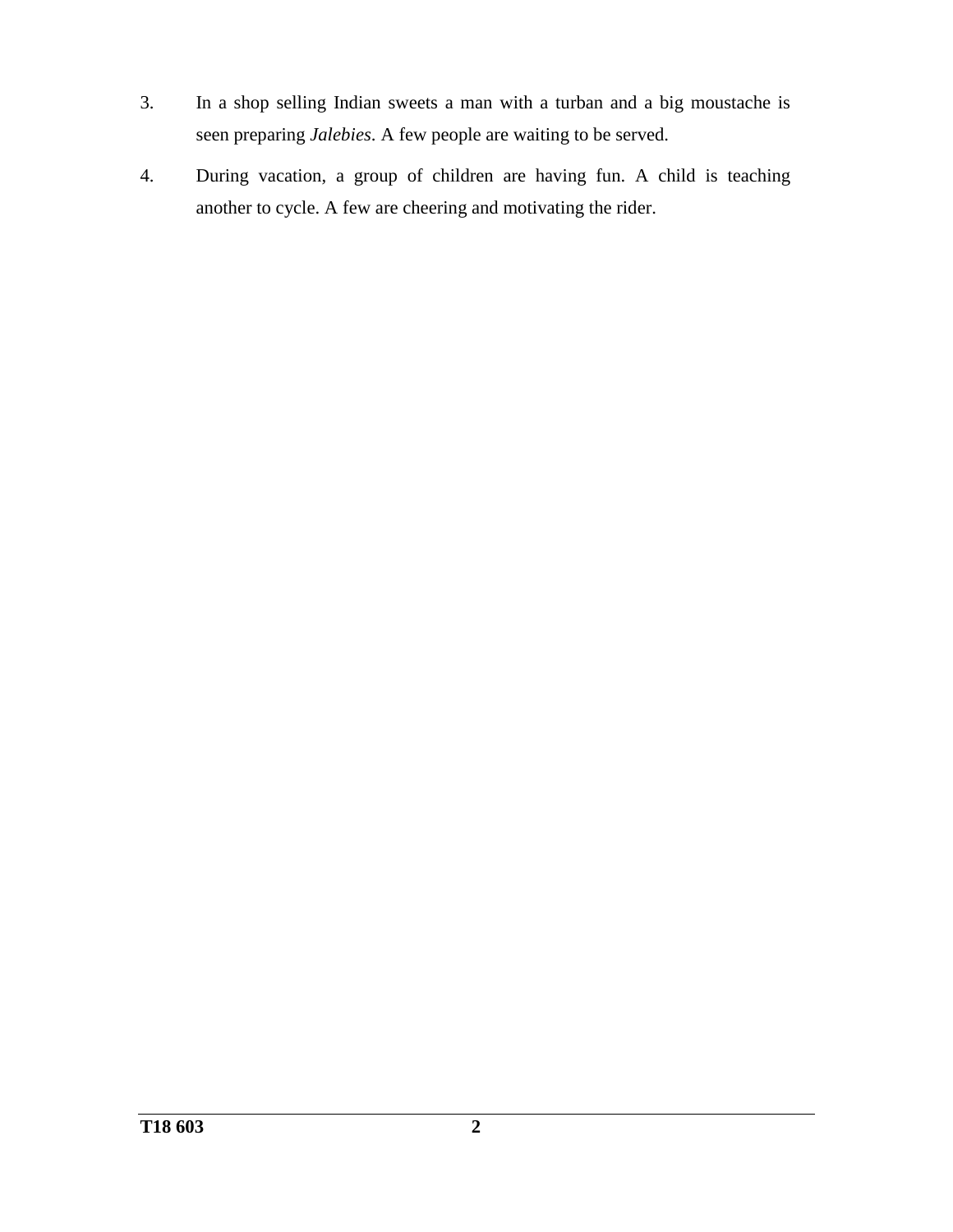3. In a shop selling Indian sweets a man with a turban and a big moustache is seen preparing *Jalebies*. A few people are waiting to be served.

4. During vacation, a group of children are having fun. A child is teaching another to cycle. A few are cheering and motivating the rider.